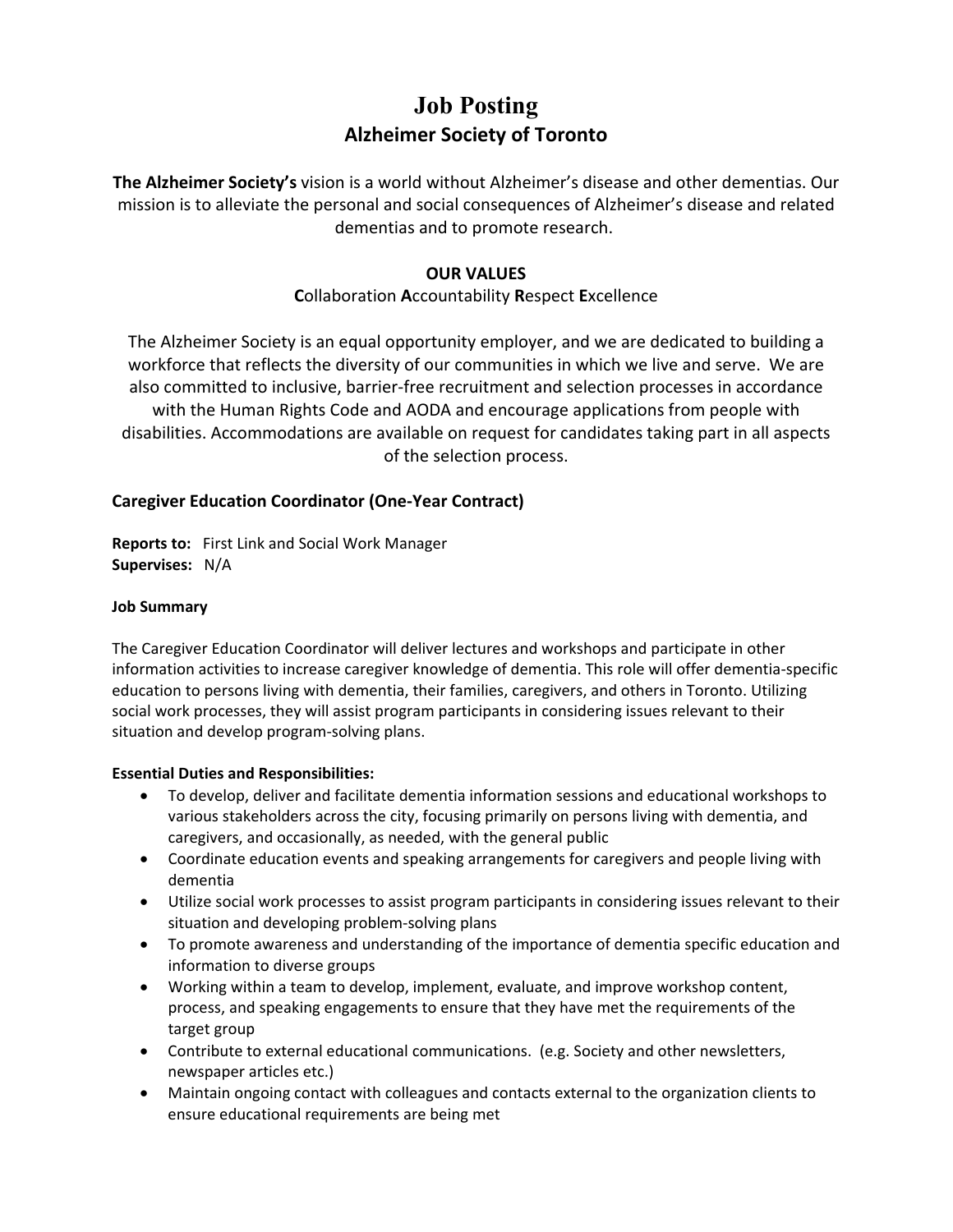# Job Posting

## Alzheimer Society of Toronto

**The Alzheimer Society's** vision is a world without Alzheimer's disease and other dementias. Our mission is to alleviate the personal and social consequences of Alzheimer's disease and related dementias and to promote research.

**OUR VALUES**

**C**ollaboration **A**ccountability **R**espect **E**xcellence

The Alzheimer Society is an equal opportunity employer, and we are dedicated to building a workforce that reflects the diversity of our communities in which we live and serve. We are also committed to inclusive, barrier-free recruitment and selection processes in accordance with the Human Rights Code and AODA and encourage applications from people with disabilities. Accommodations are available on request for candidates taking part in all aspects of the selection process.

### Caregiver Education Coordinator (One-Year Contract)

**Reports to:** First Link and Social Work Manager
**Supervises:** N/A

**Job Summary**

The Caregiver Education Coordinator will deliver lectures and workshops and participate in other information activities to increase caregiver knowledge of dementia. This role will offer dementia-specific education to persons living with dementia, their families, caregivers, and others in Toronto. Utilizing social work processes, they will assist program participants in considering issues relevant to their situation and develop program-solving plans.

**Essential Duties and Responsibilities:**

- To develop, deliver and facilitate dementia information sessions and educational workshops to various stakeholders across the city, focusing primarily on persons living with dementia, and caregivers, and occasionally, as needed, with the general public
- Coordinate education events and speaking arrangements for caregivers and people living with dementia
- Utilize social work processes to assist program participants in considering issues relevant to their situation and developing problem-solving plans
- To promote awareness and understanding of the importance of dementia specific education and information to diverse groups
- Working within a team to develop, implement, evaluate, and improve workshop content, process, and speaking engagements to ensure that they have met the requirements of the target group
- Contribute to external educational communications. (e.g. Society and other newsletters, newspaper articles etc.)
- Maintain ongoing contact with colleagues and contacts external to the organization clients to ensure educational requirements are being met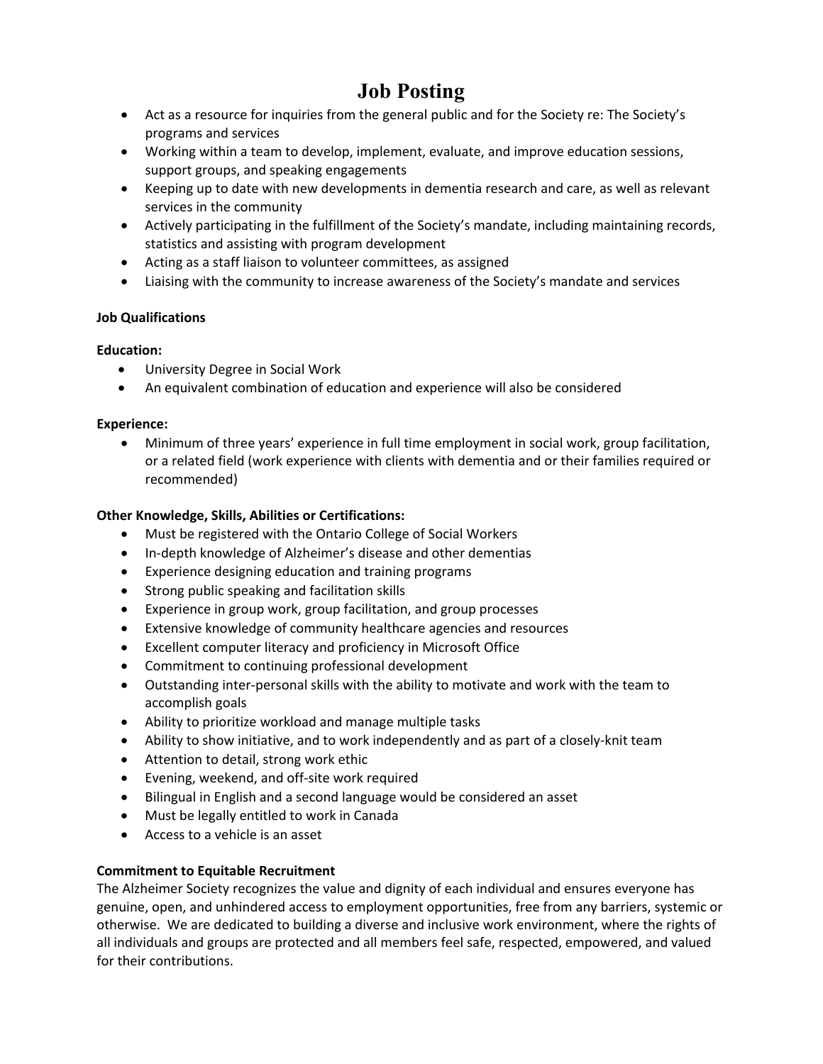# Job Posting

- Act as a resource for inquiries from the general public and for the Society re: The Society's programs and services
- Working within a team to develop, implement, evaluate, and improve education sessions, support groups, and speaking engagements
- Keeping up to date with new developments in dementia research and care, as well as relevant services in the community
- Actively participating in the fulfillment of the Society's mandate, including maintaining records, statistics and assisting with program development
- Acting as a staff liaison to volunteer committees, as assigned
- Liaising with the community to increase awareness of the Society's mandate and services

**Job Qualifications**

**Education:**

- University Degree in Social Work
- An equivalent combination of education and experience will also be considered

**Experience:**

- Minimum of three years' experience in full time employment in social work, group facilitation, or a related field (work experience with clients with dementia and or their families required or recommended)

**Other Knowledge, Skills, Abilities or Certifications:**

- Must be registered with the Ontario College of Social Workers
- In-depth knowledge of Alzheimer's disease and other dementias
- Experience designing education and training programs
- Strong public speaking and facilitation skills
- Experience in group work, group facilitation, and group processes
- Extensive knowledge of community healthcare agencies and resources
- Excellent computer literacy and proficiency in Microsoft Office
- Commitment to continuing professional development
- Outstanding inter-personal skills with the ability to motivate and work with the team to accomplish goals
- Ability to prioritize workload and manage multiple tasks
- Ability to show initiative, and to work independently and as part of a closely-knit team
- Attention to detail, strong work ethic
- Evening, weekend, and off-site work required
- Bilingual in English and a second language would be considered an asset
- Must be legally entitled to work in Canada
- Access to a vehicle is an asset

**Commitment to Equitable Recruitment**

The Alzheimer Society recognizes the value and dignity of each individual and ensures everyone has genuine, open, and unhindered access to employment opportunities, free from any barriers, systemic or otherwise. We are dedicated to building a diverse and inclusive work environment, where the rights of all individuals and groups are protected and all members feel safe, respected, empowered, and valued for their contributions.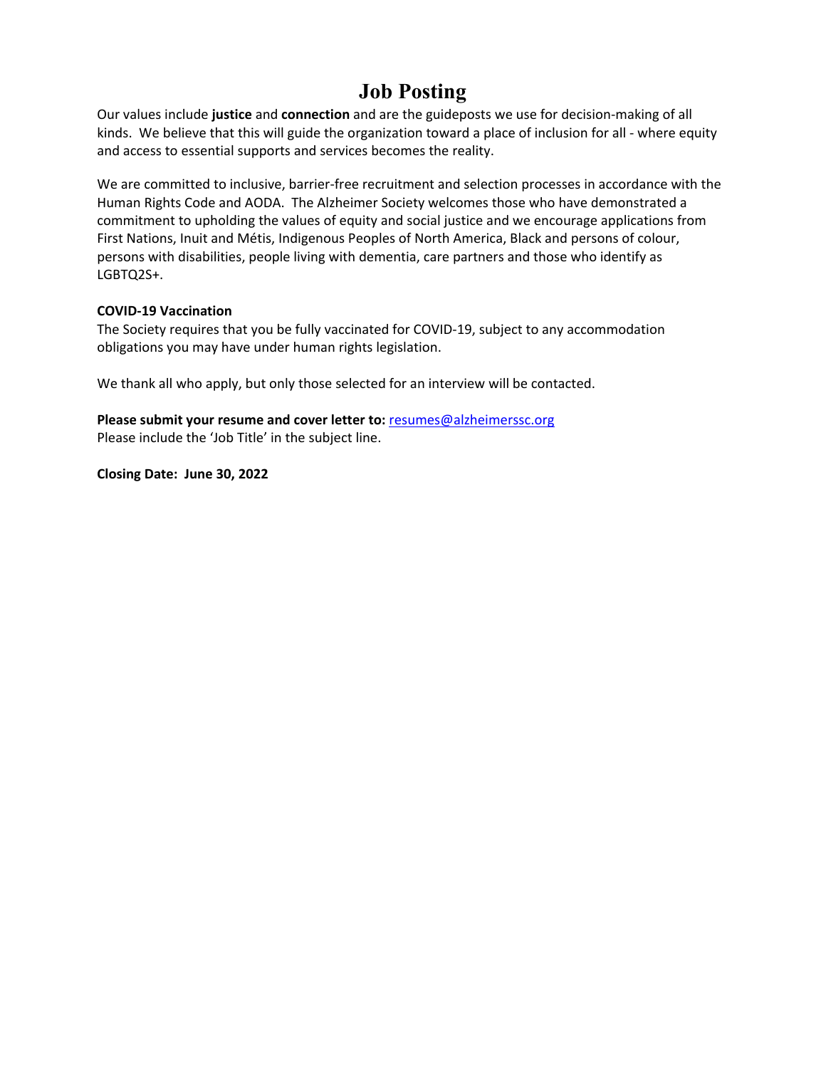# Job Posting

Our values include **justice** and **connection** and are the guideposts we use for decision-making of all kinds. We believe that this will guide the organization toward a place of inclusion for all - where equity and access to essential supports and services becomes the reality.

We are committed to inclusive, barrier-free recruitment and selection processes in accordance with the Human Rights Code and AODA. The Alzheimer Society welcomes those who have demonstrated a commitment to upholding the values of equity and social justice and we encourage applications from First Nations, Inuit and Métis, Indigenous Peoples of North America, Black and persons of colour, persons with disabilities, people living with dementia, care partners and those who identify as LGBTQ2S+.

**COVID-19 Vaccination**
The Society requires that you be fully vaccinated for COVID-19, subject to any accommodation obligations you may have under human rights legislation.

We thank all who apply, but only those selected for an interview will be contacted.

**Please submit your resume and cover letter to:** resumes@alzheimerssc.org
Please include the 'Job Title' in the subject line.

**Closing Date: June 30, 2022**